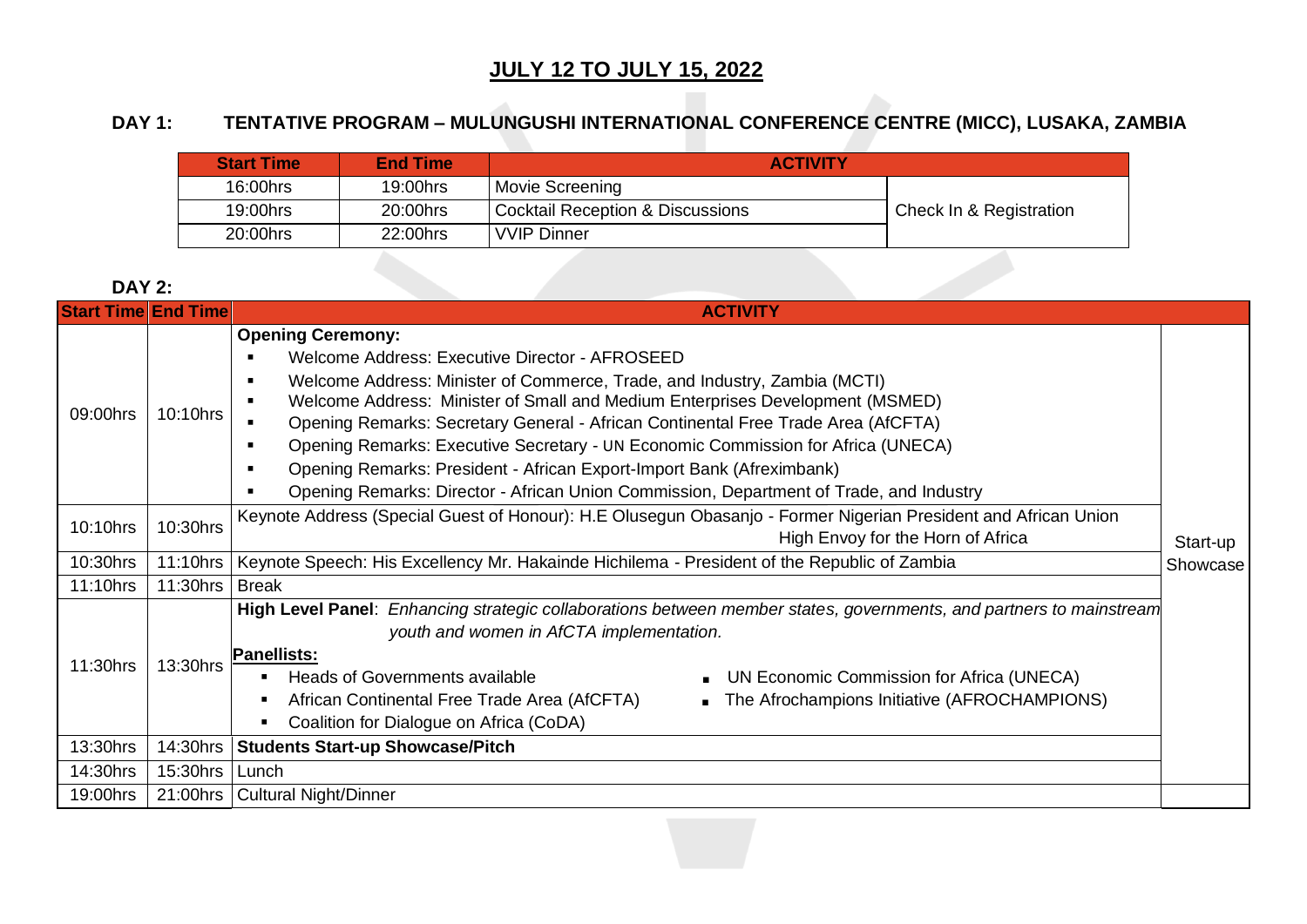# JULY 12 TO JULY 15, 2022

## DAY 1: TENTATIVE PROGRAM – MULUNGUSHI INTERNATIONAL CONFERENCE CENTRE (MICC), LUSAKA, ZAMBIA

| Start Time | End Time | ACTIVITY | |
|---|---|---|---|
| 16:00hrs | 19:00hrs | Movie Screening | Check In & Registration |
| 19:00hrs | 20:00hrs | Cocktail Reception & Discussions | |
| 20:00hrs | 22:00hrs | VVIP Dinner | |

## DAY 2:

| Start Time | End Time | ACTIVITY | |
|---|---|---|---|
| 09:00hrs | 10:10hrs | **Opening Ceremony:**<br>▪ Welcome Address: Executive Director - AFROSEED<br>▪ Welcome Address: Minister of Commerce, Trade, and Industry, Zambia (MCTI)<br>▪ Welcome Address: Minister of Small and Medium Enterprises Development (MSMED)<br>▪ Opening Remarks: Secretary General - African Continental Free Trade Area (AfCFTA)<br>▪ Opening Remarks: Executive Secretary - UN Economic Commission for Africa (UNECA)<br>▪ Opening Remarks: President - African Export-Import Bank (Afreximbank)<br>▪ Opening Remarks: Director - African Union Commission, Department of Trade, and Industry | Start-up Showcase |
| 10:10hrs | 10:30hrs | Keynote Address (Special Guest of Honour): H.E Olusegun Obasanjo - Former Nigerian President and African Union High Envoy for the Horn of Africa | |
| 10:30hrs | 11:10hrs | Keynote Speech: His Excellency Mr. Hakainde Hichilema - President of the Republic of Zambia | |
| 11:10hrs | 11:30hrs | Break | |
| 11:30hrs | 13:30hrs | **High Level Panel**: *Enhancing strategic collaborations between member states, governments, and partners to mainstream youth and women in AfCTA implementation.*<br>**Panellists:**<br>▪ Heads of Governments available<br>▪ African Continental Free Trade Area (AfCFTA)<br>▪ Coalition for Dialogue on Africa (CoDA)<br>▪ UN Economic Commission for Africa (UNECA)<br>▪ The Afrochampions Initiative (AFROCHAMPIONS) | |
| 13:30hrs | 14:30hrs | **Students Start-up Showcase/Pitch** | |
| 14:30hrs | 15:30hrs | Lunch | |
| 19:00hrs | 21:00hrs | Cultural Night/Dinner | |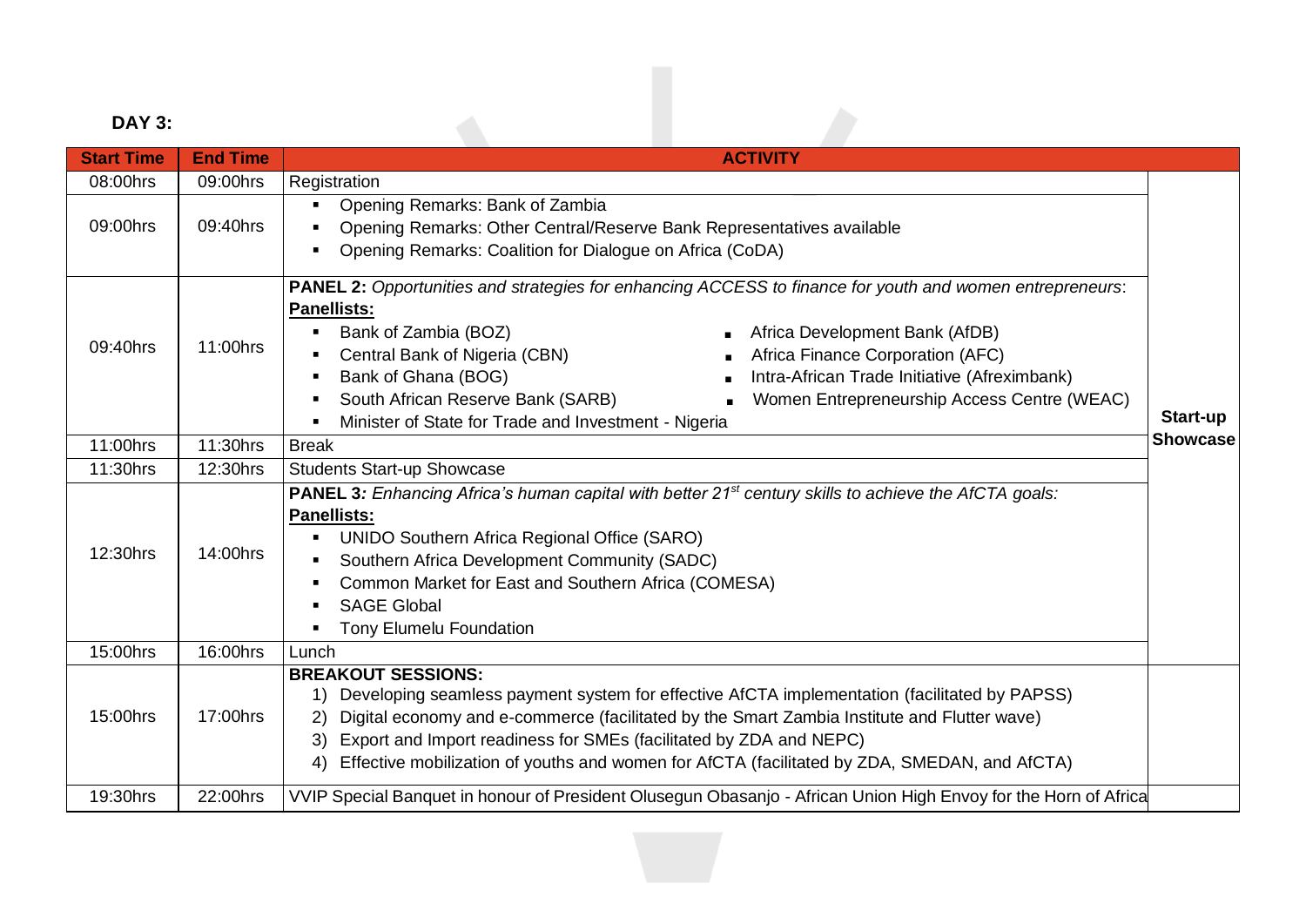**DAY 3:**

| Start Time | End Time | ACTIVITY | |
|---|---|---|---|
| 08:00hrs | 09:00hrs | Registration | **Start-up Showcase** |
| 09:00hrs | 09:40hrs | ▪ Opening Remarks: Bank of Zambia<br>▪ Opening Remarks: Other Central/Reserve Bank Representatives available<br>▪ Opening Remarks: Coalition for Dialogue on Africa (CoDA) | |
| 09:40hrs | 11:00hrs | **PANEL 2:** *Opportunities and strategies for enhancing ACCESS to finance for youth and women entrepreneurs*:<br>**Panellists:**<br>▪ Bank of Zambia (BOZ)<br>▪ Central Bank of Nigeria (CBN)<br>▪ Bank of Ghana (BOG)<br>▪ South African Reserve Bank (SARB)<br>▪ Minister of State for Trade and Investment - Nigeria<br>▪ Africa Development Bank (AfDB)<br>▪ Africa Finance Corporation (AFC)<br>▪ Intra-African Trade Initiative (Afreximbank)<br>▪ Women Entrepreneurship Access Centre (WEAC) | |
| 11:00hrs | 11:30hrs | Break | |
| 11:30hrs | 12:30hrs | Students Start-up Showcase | |
| 12:30hrs | 14:00hrs | **PANEL 3***: Enhancing Africa's human capital with better 21st century skills to achieve the AfCTA goals:*<br>**Panellists:**<br>▪ UNIDO Southern Africa Regional Office (SARO)<br>▪ Southern Africa Development Community (SADC)<br>▪ Common Market for East and Southern Africa (COMESA)<br>▪ SAGE Global<br>▪ Tony Elumelu Foundation | |
| 15:00hrs | 16:00hrs | Lunch | |
| 15:00hrs | 17:00hrs | **BREAKOUT SESSIONS:**<br>1) Developing seamless payment system for effective AfCTA implementation (facilitated by PAPSS)<br>2) Digital economy and e-commerce (facilitated by the Smart Zambia Institute and Flutter wave)<br>3) Export and Import readiness for SMEs (facilitated by ZDA and NEPC)<br>4) Effective mobilization of youths and women for AfCTA (facilitated by ZDA, SMEDAN, and AfCTA) | |
| 19:30hrs | 22:00hrs | VVIP Special Banquet in honour of President Olusegun Obasanjo - African Union High Envoy for the Horn of Africa | |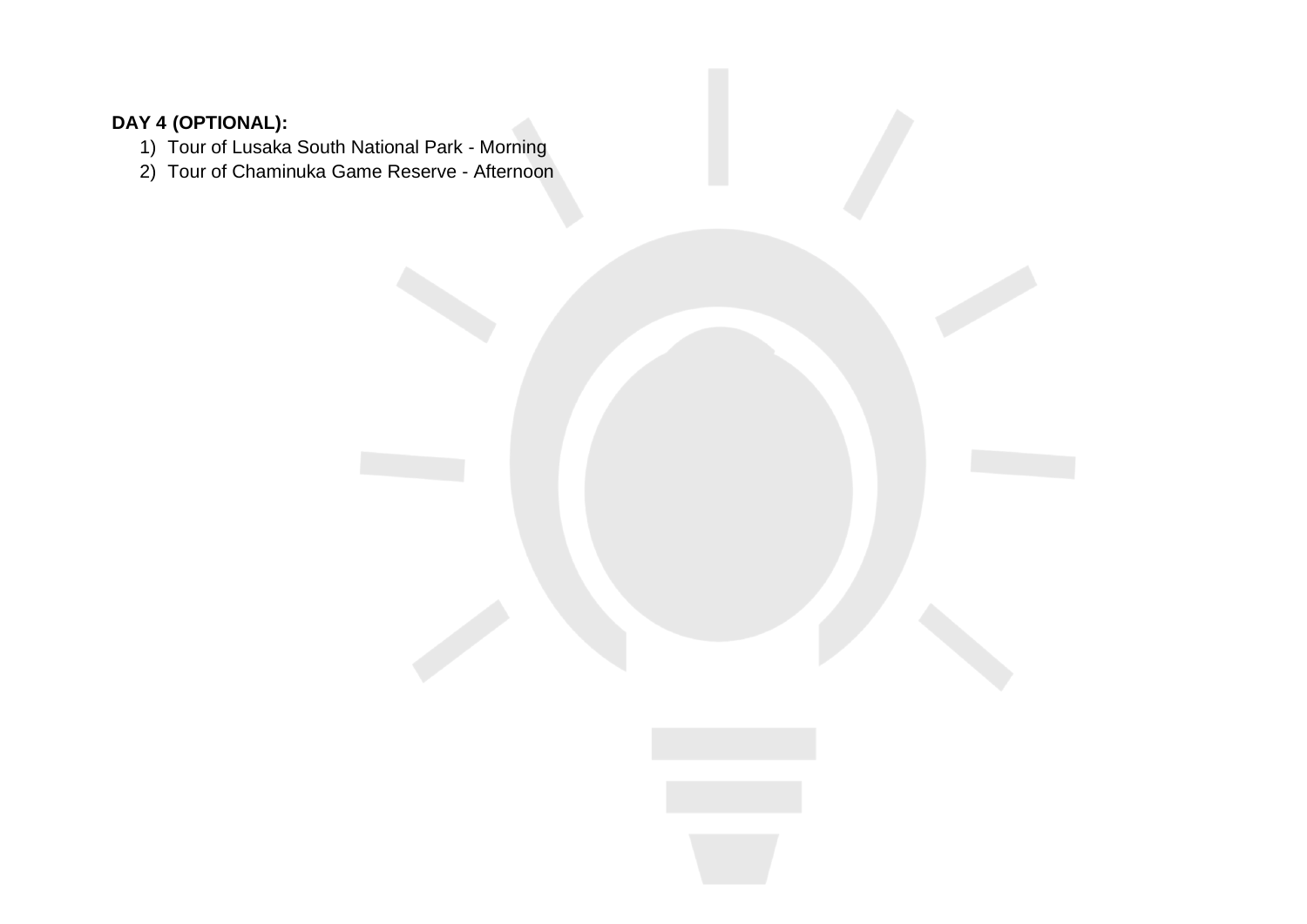**DAY 4 (OPTIONAL):**

1) Tour of Lusaka South National Park - Morning
2) Tour of Chaminuka Game Reserve - Afternoon